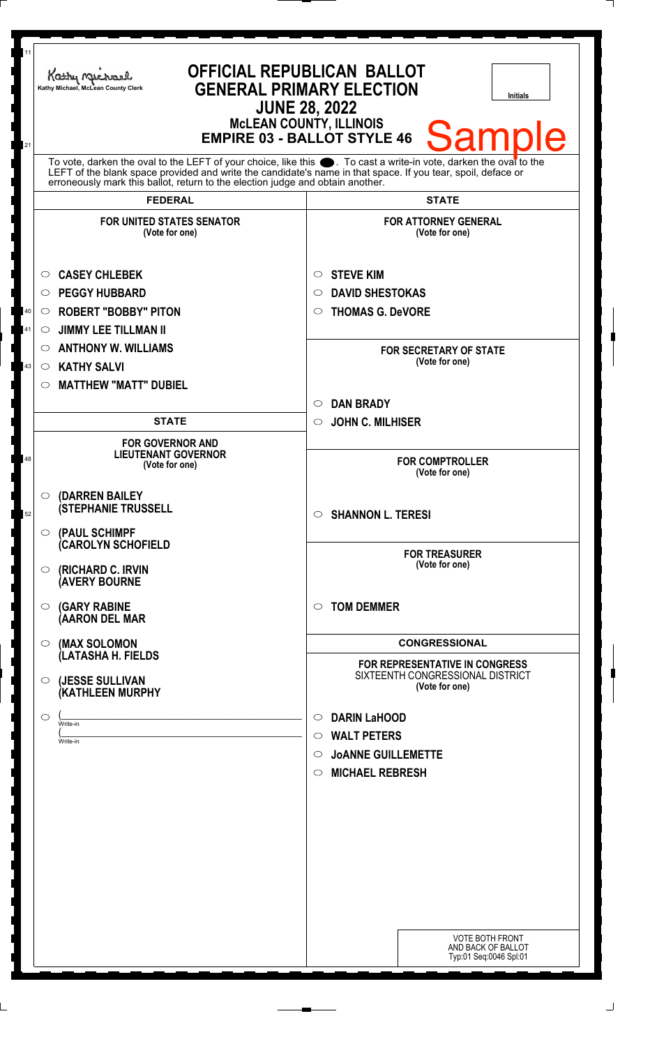Kathy Michael, McLean County Clerk

# OFFICIAL REPUBLICAN BALLOT
## GENERAL PRIMARY ELECTION
## JUNE 28, 2022
### McLEAN COUNTY, ILLINOIS
### EMPIRE 03 - BALLOT STYLE 46

Initials

Sample

To vote, darken the oval to the LEFT of your choice, like this ⬤. To cast a write-in vote, darken the oval to the LEFT of the blank space provided and write the candidate's name in that space. If you tear, spoil, deface or erroneously mark this ballot, return to the election judge and obtain another.

## FEDERAL

**FOR UNITED STATES SENATOR**
(Vote for one)

- ○ CASEY CHLEBEK
- ○ PEGGY HUBBARD
- ○ ROBERT "BOBBY" PITON
- ○ JIMMY LEE TILLMAN II
- ○ ANTHONY W. WILLIAMS
- ○ KATHY SALVI
- ○ MATTHEW "MATT" DUBIEL

## STATE

**FOR GOVERNOR AND LIEUTENANT GOVERNOR**
(Vote for one)

- ○ (DARREN BAILEY
  (STEPHANIE TRUSSELL
- ○ (PAUL SCHIMPF
  (CAROLYN SCHOFIELD
- ○ (RICHARD C. IRVIN
  (AVERY BOURNE
- ○ (GARY RABINE
  (AARON DEL MAR
- ○ (MAX SOLOMON
  (LATASHA H. FIELDS
- ○ (JESSE SULLIVAN
  (KATHLEEN MURPHY
- ○ (________________ Write-in
  (________________ Write-in

## STATE

**FOR ATTORNEY GENERAL**
(Vote for one)

- ○ STEVE KIM
- ○ DAVID SHESTOKAS
- ○ THOMAS G. DeVORE

**FOR SECRETARY OF STATE**
(Vote for one)

- ○ DAN BRADY
- ○ JOHN C. MILHISER

**FOR COMPTROLLER**
(Vote for one)

- ○ SHANNON L. TERESI

**FOR TREASURER**
(Vote for one)

- ○ TOM DEMMER

## CONGRESSIONAL

**FOR REPRESENTATIVE IN CONGRESS**
SIXTEENTH CONGRESSIONAL DISTRICT
(Vote for one)

- ○ DARIN LaHOOD
- ○ WALT PETERS
- ○ JoANNE GUILLEMETTE
- ○ MICHAEL REBRESH

VOTE BOTH FRONT AND BACK OF BALLOT
Typ:01 Seq:0046 Spl:01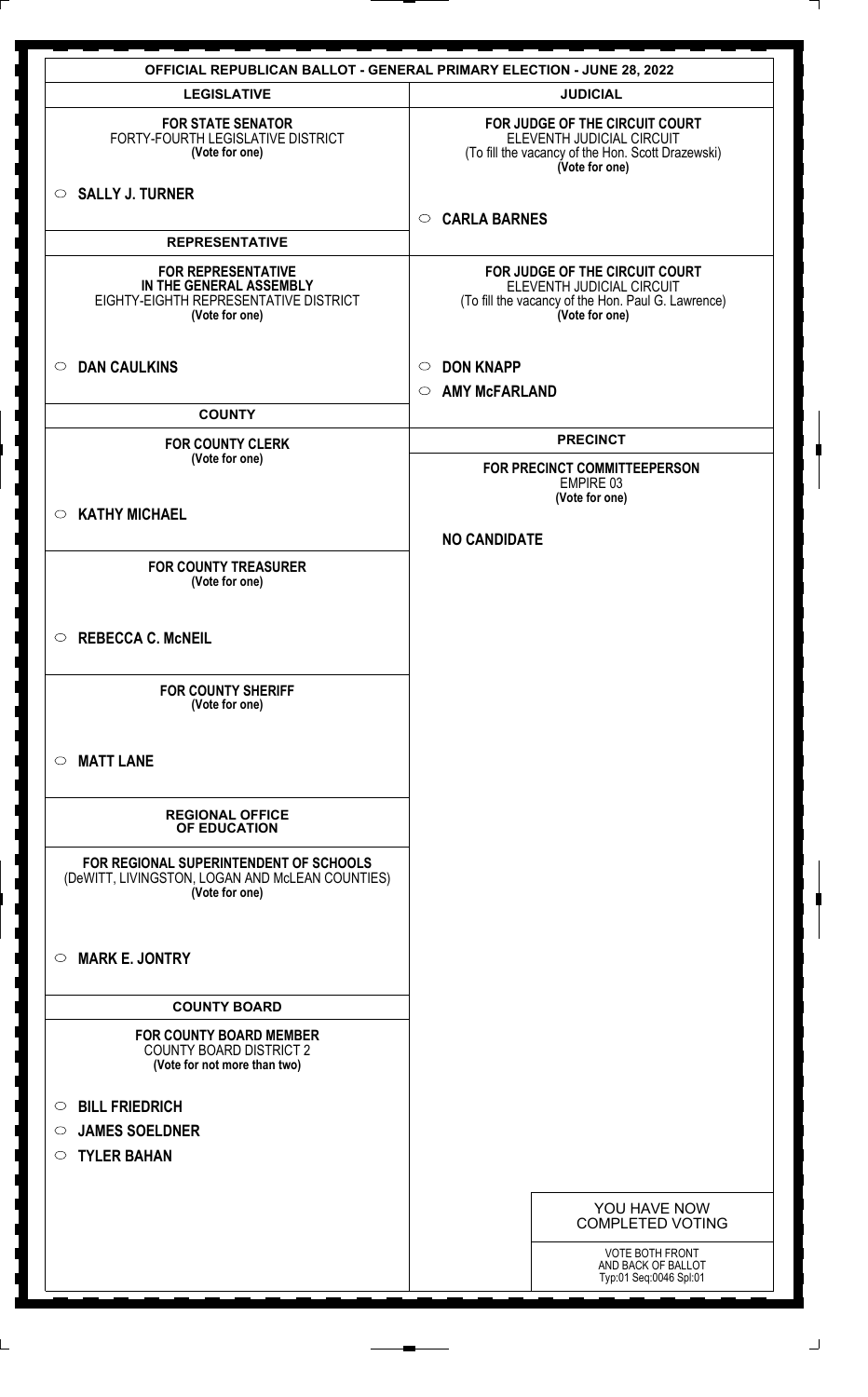# OFFICIAL REPUBLICAN BALLOT - GENERAL PRIMARY ELECTION - JUNE 28, 2022

## LEGISLATIVE

**FOR STATE SENATOR**
FORTY-FOURTH LEGISLATIVE DISTRICT
**(Vote for one)**

○ **SALLY J. TURNER**

## REPRESENTATIVE

**FOR REPRESENTATIVE IN THE GENERAL ASSEMBLY**
EIGHTY-EIGHTH REPRESENTATIVE DISTRICT
**(Vote for one)**

○ **DAN CAULKINS**

## COUNTY

**FOR COUNTY CLERK**
**(Vote for one)**

○ **KATHY MICHAEL**

**FOR COUNTY TREASURER**
**(Vote for one)**

○ **REBECCA C. McNEIL**

**FOR COUNTY SHERIFF**
**(Vote for one)**

○ **MATT LANE**

## REGIONAL OFFICE OF EDUCATION

**FOR REGIONAL SUPERINTENDENT OF SCHOOLS**
(DeWITT, LIVINGSTON, LOGAN AND McLEAN COUNTIES)
**(Vote for one)**

○ **MARK E. JONTRY**

## COUNTY BOARD

**FOR COUNTY BOARD MEMBER**
COUNTY BOARD DISTRICT 2
**(Vote for not more than two)**

○ **BILL FRIEDRICH**
○ **JAMES SOELDNER**
○ **TYLER BAHAN**

## JUDICIAL

**FOR JUDGE OF THE CIRCUIT COURT**
ELEVENTH JUDICIAL CIRCUIT
(To fill the vacancy of the Hon. Scott Drazewski)
**(Vote for one)**

○ **CARLA BARNES**

**FOR JUDGE OF THE CIRCUIT COURT**
ELEVENTH JUDICIAL CIRCUIT
(To fill the vacancy of the Hon. Paul G. Lawrence)
**(Vote for one)**

○ **DON KNAPP**
○ **AMY McFARLAND**

## PRECINCT

**FOR PRECINCT COMMITTEEPERSON**
EMPIRE 03
**(Vote for one)**

**NO CANDIDATE**

YOU HAVE NOW COMPLETED VOTING

VOTE BOTH FRONT AND BACK OF BALLOT
Typ:01 Seq:0046 Spl:01